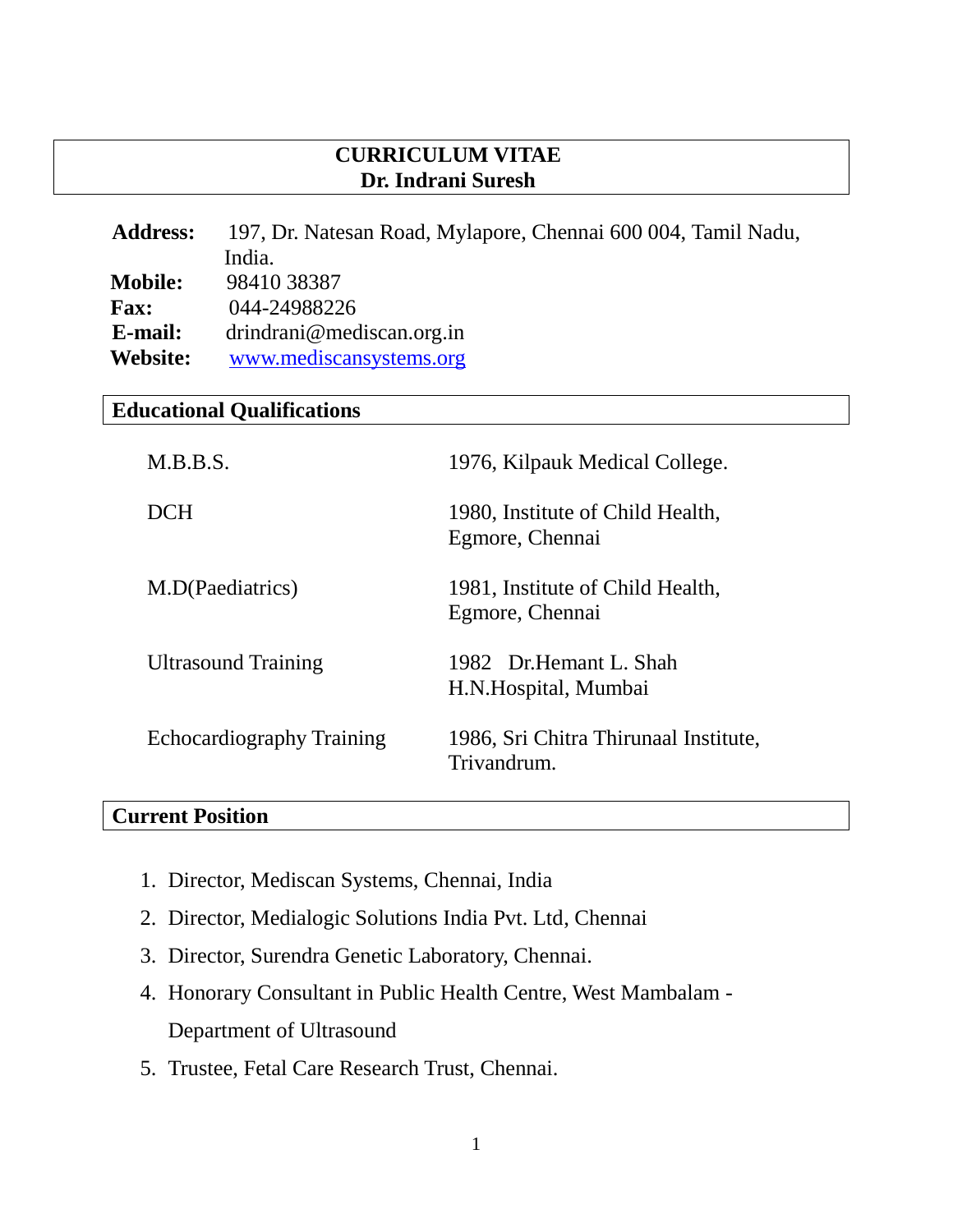# CURRICULUM VITAE
# Dr. Indrani Suresh

**Address:** 197, Dr. Natesan Road, Mylapore, Chennai 600 004, Tamil Nadu, India.
**Mobile:** 98410 38387
**Fax:** 044-24988226
**E-mail:** drindrani@mediscan.org.in
**Website:** www.mediscansystems.org

## Educational Qualifications

| | |
|---|---|
| M.B.B.S. | 1976, Kilpauk Medical College. |
| DCH | 1980, Institute of Child Health, Egmore, Chennai |
| M.D(Paediatrics) | 1981, Institute of Child Health, Egmore, Chennai |
| Ultrasound Training | 1982 Dr.Hemant L. Shah H.N.Hospital, Mumbai |
| Echocardiography Training | 1986, Sri Chitra Thirunaal Institute, Trivandrum. |

## Current Position

1. Director, Mediscan Systems, Chennai, India
2. Director, Medialogic Solutions India Pvt. Ltd, Chennai
3. Director, Surendra Genetic Laboratory, Chennai.
4. Honorary Consultant in Public Health Centre, West Mambalam - Department of Ultrasound
5. Trustee, Fetal Care Research Trust, Chennai.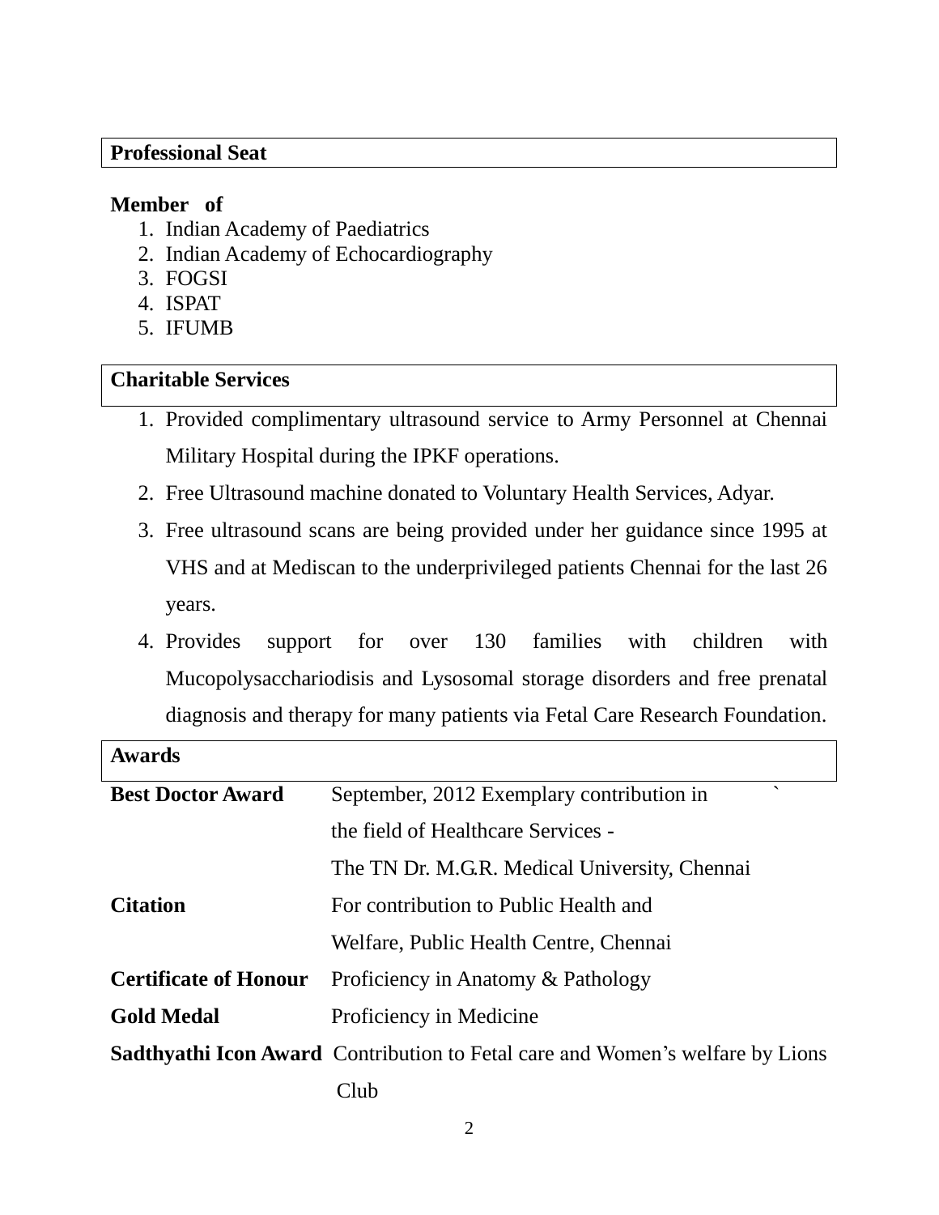## Professional Seat

**Member of**

1. Indian Academy of Paediatrics
2. Indian Academy of Echocardiography
3. FOGSI
4. ISPAT
5. IFUMB

## Charitable Services

1. Provided complimentary ultrasound service to Army Personnel at Chennai Military Hospital during the IPKF operations.
2. Free Ultrasound machine donated to Voluntary Health Services, Adyar.
3. Free ultrasound scans are being provided under her guidance since 1995 at VHS and at Mediscan to the underprivileged patients Chennai for the last 26 years.
4. Provides support for over 130 families with children with Mucopolysacchariodisis and Lysosomal storage disorders and free prenatal diagnosis and therapy for many patients via Fetal Care Research Foundation.

## Awards

| | |
|---|---|
| **Best Doctor Award** | September, 2012 Exemplary contribution in the field of Healthcare Services - The TN Dr. M.G.R. Medical University, Chennai |
| **Citation** | For contribution to Public Health and Welfare, Public Health Centre, Chennai |
| **Certificate of Honour** | Proficiency in Anatomy & Pathology |
| **Gold Medal** | Proficiency in Medicine |
| **Sadthyathi Icon Award** | Contribution to Fetal care and Women's welfare by Lions Club |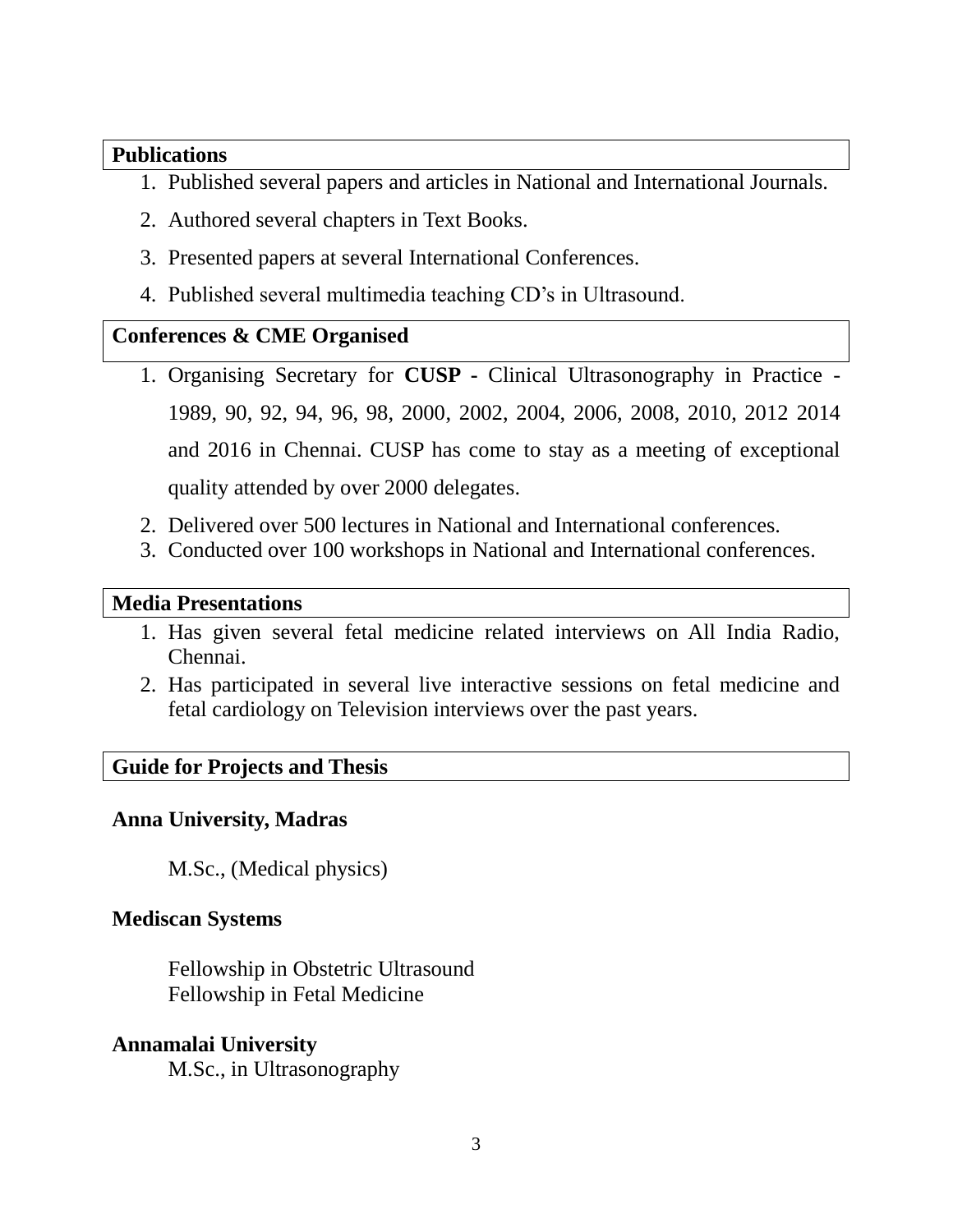## Publications

1. Published several papers and articles in National and International Journals.
2. Authored several chapters in Text Books.
3. Presented papers at several International Conferences.
4. Published several multimedia teaching CD's in Ultrasound.

## Conferences & CME Organised

1. Organising Secretary for **CUSP -** Clinical Ultrasonography in Practice - 1989, 90, 92, 94, 96, 98, 2000, 2002, 2004, 2006, 2008, 2010, 2012 2014 and 2016 in Chennai. CUSP has come to stay as a meeting of exceptional quality attended by over 2000 delegates.
2. Delivered over 500 lectures in National and International conferences.
3. Conducted over 100 workshops in National and International conferences.

## Media Presentations

1. Has given several fetal medicine related interviews on All India Radio, Chennai.
2. Has participated in several live interactive sessions on fetal medicine and fetal cardiology on Television interviews over the past years.

## Guide for Projects and Thesis

**Anna University, Madras**

M.Sc., (Medical physics)

**Mediscan Systems**

Fellowship in Obstetric Ultrasound
Fellowship in Fetal Medicine

**Annamalai University**

M.Sc., in Ultrasonography